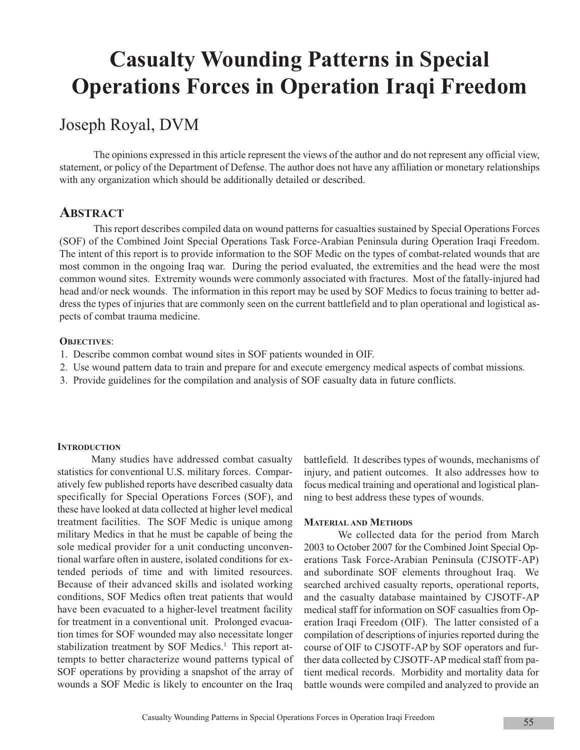# Casualty Wounding Patterns in Special Operations Forces in Operation Iraqi Freedom

Joseph Royal, DVM

The opinions expressed in this article represent the views of the author and do not represent any official view, statement, or policy of the Department of Defense. The author does not have any affiliation or monetary relationships with any organization which should be additionally detailed or described.

## Abstract

This report describes compiled data on wound patterns for casualties sustained by Special Operations Forces (SOF) of the Combined Joint Special Operations Task Force-Arabian Peninsula during Operation Iraqi Freedom. The intent of this report is to provide information to the SOF Medic on the types of combat-related wounds that are most common in the ongoing Iraq war. During the period evaluated, the extremities and the head were the most common wound sites. Extremity wounds were commonly associated with fractures. Most of the fatally-injured had head and/or neck wounds. The information in this report may be used by SOF Medics to focus training to better address the types of injuries that are commonly seen on the current battlefield and to plan operational and logistical aspects of combat trauma medicine.

**Objectives**:

1. Describe common combat wound sites in SOF patients wounded in OIF.
2. Use wound pattern data to train and prepare for and execute emergency medical aspects of combat missions.
3. Provide guidelines for the compilation and analysis of SOF casualty data in future conflicts.

### Introduction

Many studies have addressed combat casualty statistics for conventional U.S. military forces. Comparatively few published reports have described casualty data specifically for Special Operations Forces (SOF), and these have looked at data collected at higher level medical treatment facilities. The SOF Medic is unique among military Medics in that he must be capable of being the sole medical provider for a unit conducting unconventional warfare often in austere, isolated conditions for extended periods of time and with limited resources. Because of their advanced skills and isolated working conditions, SOF Medics often treat patients that would have been evacuated to a higher-level treatment facility for treatment in a conventional unit. Prolonged evacuation times for SOF wounded may also necessitate longer stabilization treatment by SOF Medics.[1] This report attempts to better characterize wound patterns typical of SOF operations by providing a snapshot of the array of wounds a SOF Medic is likely to encounter on the Iraq battlefield. It describes types of wounds, mechanisms of injury, and patient outcomes. It also addresses how to focus medical training and operational and logistical planning to best address these types of wounds.

### Material and Methods

We collected data for the period from March 2003 to October 2007 for the Combined Joint Special Operations Task Force-Arabian Peninsula (CJSOTF-AP) and subordinate SOF elements throughout Iraq. We searched archived casualty reports, operational reports, and the casualty database maintained by CJSOTF-AP medical staff for information on SOF casualties from Operation Iraqi Freedom (OIF). The latter consisted of a compilation of descriptions of injuries reported during the course of OIF to CJSOTF-AP by SOF operators and further data collected by CJSOTF-AP medical staff from patient medical records. Morbidity and mortality data for battle wounds were compiled and analyzed to provide an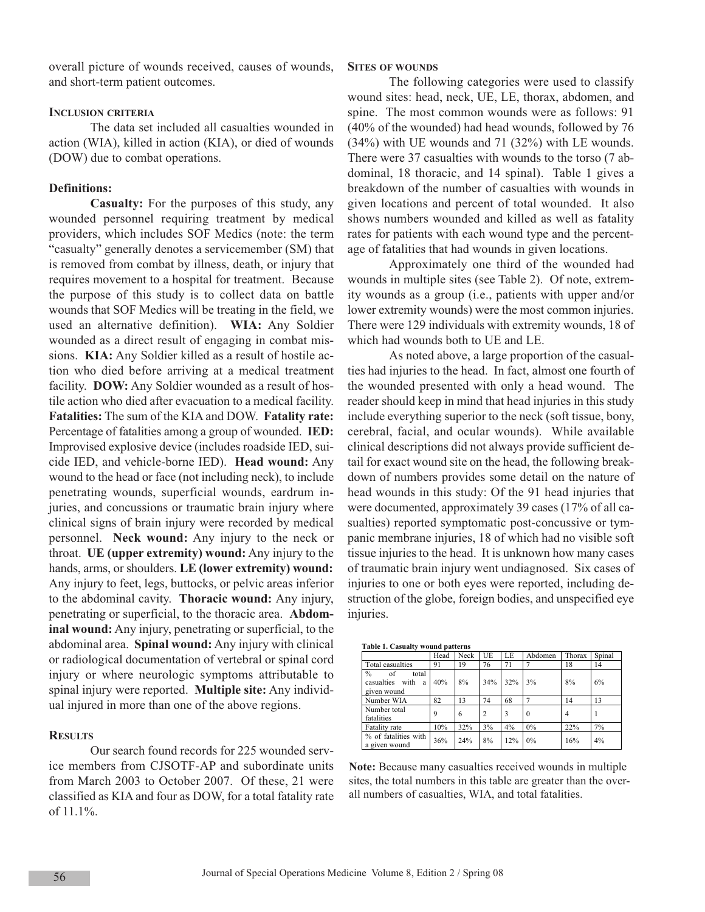overall picture of wounds received, causes of wounds, and short-term patient outcomes.

### Inclusion criteria

The data set included all casualties wounded in action (WIA), killed in action (KIA), or died of wounds (DOW) due to combat operations.

### Definitions:

**Casualty:** For the purposes of this study, any wounded personnel requiring treatment by medical providers, which includes SOF Medics (note: the term "casualty" generally denotes a servicemember (SM) that is removed from combat by illness, death, or injury that requires movement to a hospital for treatment. Because the purpose of this study is to collect data on battle wounds that SOF Medics will be treating in the field, we used an alternative definition). **WIA:** Any Soldier wounded as a direct result of engaging in combat missions. **KIA:** Any Soldier killed as a result of hostile action who died before arriving at a medical treatment facility. **DOW:** Any Soldier wounded as a result of hostile action who died after evacuation to a medical facility. **Fatalities:** The sum of the KIA and DOW. **Fatality rate:** Percentage of fatalities among a group of wounded. **IED:** Improvised explosive device (includes roadside IED, suicide IED, and vehicle-borne IED). **Head wound:** Any wound to the head or face (not including neck), to include penetrating wounds, superficial wounds, eardrum injuries, and concussions or traumatic brain injury where clinical signs of brain injury were recorded by medical personnel. **Neck wound:** Any injury to the neck or throat. **UE (upper extremity) wound:** Any injury to the hands, arms, or shoulders. **LE (lower extremity) wound:** Any injury to feet, legs, buttocks, or pelvic areas inferior to the abdominal cavity. **Thoracic wound:** Any injury, penetrating or superficial, to the thoracic area. **Abdominal wound:** Any injury, penetrating or superficial, to the abdominal area. **Spinal wound:** Any injury with clinical or radiological documentation of vertebral or spinal cord injury or where neurologic symptoms attributable to spinal injury were reported. **Multiple site:** Any individual injured in more than one of the above regions.

## Results

Our search found records for 225 wounded service members from CJSOTF-AP and subordinate units from March 2003 to October 2007. Of these, 21 were classified as KIA and four as DOW, for a total fatality rate of 11.1%.

### Sites of wounds

The following categories were used to classify wound sites: head, neck, UE, LE, thorax, abdomen, and spine. The most common wounds were as follows: 91 (40% of the wounded) had head wounds, followed by 76 (34%) with UE wounds and 71 (32%) with LE wounds. There were 37 casualties with wounds to the torso (7 abdominal, 18 thoracic, and 14 spinal). Table 1 gives a breakdown of the number of casualties with wounds in given locations and percent of total wounded. It also shows numbers wounded and killed as well as fatality rates for patients with each wound type and the percentage of fatalities that had wounds in given locations.

Approximately one third of the wounded had wounds in multiple sites (see Table 2). Of note, extremity wounds as a group (i.e., patients with upper and/or lower extremity wounds) were the most common injuries. There were 129 individuals with extremity wounds, 18 of which had wounds both to UE and LE.

As noted above, a large proportion of the casualties had injuries to the head. In fact, almost one fourth of the wounded presented with only a head wound. The reader should keep in mind that head injuries in this study include everything superior to the neck (soft tissue, bony, cerebral, facial, and ocular wounds). While available clinical descriptions did not always provide sufficient detail for exact wound site on the head, the following breakdown of numbers provides some detail on the nature of head wounds in this study: Of the 91 head injuries that were documented, approximately 39 cases (17% of all casualties) reported symptomatic post-concussive or tympanic membrane injuries, 18 of which had no visible soft tissue injuries to the head. It is unknown how many cases of traumatic brain injury went undiagnosed. Six cases of injuries to one or both eyes were reported, including destruction of the globe, foreign bodies, and unspecified eye injuries.

**Table 1. Casualty wound patterns**

| | Head | Neck | UE | LE | Abdomen | Thorax | Spinal |
|---|---|---|---|---|---|---|---|
| Total casualties | 91 | 19 | 76 | 71 | 7 | 18 | 14 |
| % of total casualties with a given wound | 40% | 8% | 34% | 32% | 3% | 8% | 6% |
| Number WIA | 82 | 13 | 74 | 68 | 7 | 14 | 13 |
| Number total fatalities | 9 | 6 | 2 | 3 | 0 | 4 | 1 |
| Fatality rate | 10% | 32% | 3% | 4% | 0% | 22% | 7% |
| % of fatalities with a given wound | 36% | 24% | 8% | 12% | 0% | 16% | 4% |

**Note:** Because many casualties received wounds in multiple sites, the total numbers in this table are greater than the overall numbers of casualties, WIA, and total fatalities.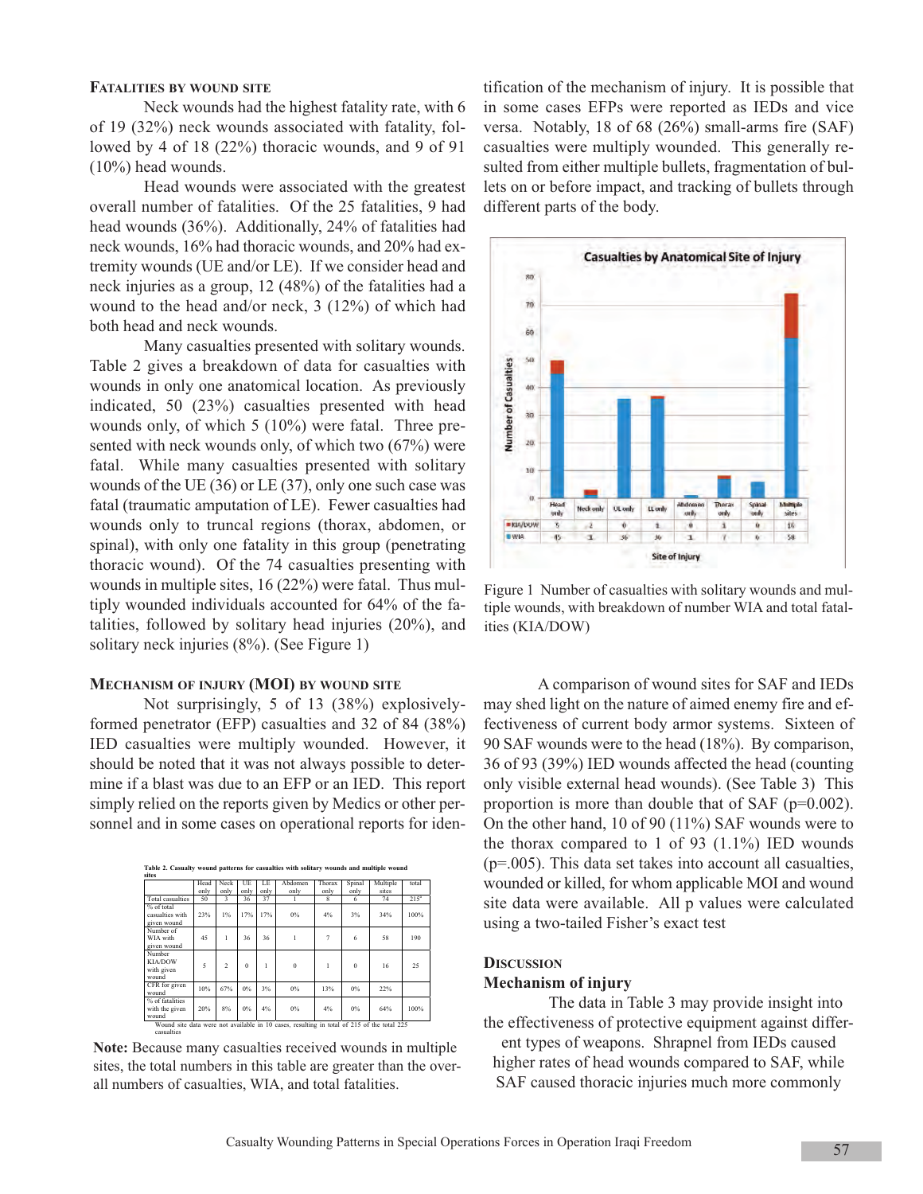### Fatalities by Wound Site

Neck wounds had the highest fatality rate, with 6 of 19 (32%) neck wounds associated with fatality, followed by 4 of 18 (22%) thoracic wounds, and 9 of 91 (10%) head wounds.

Head wounds were associated with the greatest overall number of fatalities. Of the 25 fatalities, 9 had head wounds (36%). Additionally, 24% of fatalities had neck wounds, 16% had thoracic wounds, and 20% had extremity wounds (UE and/or LE). If we consider head and neck injuries as a group, 12 (48%) of the fatalities had a wound to the head and/or neck, 3 (12%) of which had both head and neck wounds.

Many casualties presented with solitary wounds. Table 2 gives a breakdown of data for casualties with wounds in only one anatomical location. As previously indicated, 50 (23%) casualties presented with head wounds only, of which 5 (10%) were fatal. Three presented with neck wounds only, of which two (67%) were fatal. While many casualties presented with solitary wounds of the UE (36) or LE (37), only one such case was fatal (traumatic amputation of LE). Fewer casualties had wounds only to truncal regions (thorax, abdomen, or spinal), with only one fatality in this group (penetrating thoracic wound). Of the 74 casualties presenting with wounds in multiple sites, 16 (22%) were fatal. Thus multiply wounded individuals accounted for 64% of the fatalities, followed by solitary head injuries (20%), and solitary neck injuries (8%). (See Figure 1)

### Mechanism of Injury (MOI) by Wound Site

Not surprisingly, 5 of 13 (38%) explosively-formed penetrator (EFP) casualties and 32 of 84 (38%) IED casualties were multiply wounded. However, it should be noted that it was not always possible to determine if a blast was due to an EFP or an IED. This report simply relied on the reports given by Medics or other personnel and in some cases on operational reports for identification of the mechanism of injury. It is possible that in some cases EFPs were reported as IEDs and vice versa. Notably, 18 of 68 (26%) small-arms fire (SAF) casualties were multiply wounded. This generally resulted from either multiple bullets, fragmentation of bullets on or before impact, and tracking of bullets through different parts of the body.

**Table 2. Casualty wound patterns for casualties with solitary wounds and multiple wound sites**

| | Head only | Neck only | UE only | LE only | Abdomen only | Thorax only | Spinal only | Multiple sites | total |
|---|---|---|---|---|---|---|---|---|---|
| Total casualties | 50 | 3 | 36 | 37 | 1 | 8 | 6 | 74 | 215* |
| % of total casualties with given wound | 23% | 1% | 17% | 17% | 0% | 4% | 3% | 34% | 100% |
| Number of WIA with given wound | 45 | 1 | 36 | 36 | 1 | 7 | 6 | 58 | 190 |
| Number KIA/DOW with given wound | 5 | 2 | 0 | 1 | 0 | 1 | 0 | 16 | 25 |
| CFR for given wound | 10% | 67% | 0% | 3% | 0% | 13% | 0% | 22% | |
| % of fatalities with the given wound | 20% | 8% | 0% | 4% | 0% | 4% | 0% | 64% | 100% |

*Wound site data were not available in 10 cases, resulting in total of 215 of the total 225 casualties

**Note:** Because many casualties received wounds in multiple sites, the total numbers in this table are greater than the overall numbers of casualties, WIA, and total fatalities.

**Casualties by Anatomical Site of Injury**

| | Head only | Neck only | UE only | LE only | Abdomen only | Thorax only | Spinal only | Multiple sites |
|---|---|---|---|---|---|---|---|---|
| KIA/DOW | 5 | 2 | 0 | 1 | 0 | 1 | 0 | 16 |
| WIA | 45 | 1 | 36 | 36 | 1 | 7 | 6 | 58 |

Figure 1 Number of casualties with solitary wounds and multiple wounds, with breakdown of number WIA and total fatalities (KIA/DOW)

A comparison of wound sites for SAF and IEDs may shed light on the nature of aimed enemy fire and effectiveness of current body armor systems. Sixteen of 90 SAF wounds were to the head (18%). By comparison, 36 of 93 (39%) IED wounds affected the head (counting only visible external head wounds). (See Table 3) This proportion is more than double that of SAF ($p$=0.002). On the other hand, 10 of 90 (11%) SAF wounds were to the thorax compared to 1 of 93 (1.1%) IED wounds ($p$=.005). This data set takes into account all casualties, wounded or killed, for whom applicable MOI and wound site data were available. All p values were calculated using a two-tailed Fisher's exact test

## Discussion

### Mechanism of injury

The data in Table 3 may provide insight into the effectiveness of protective equipment against different types of weapons. Shrapnel from IEDs caused higher rates of head wounds compared to SAF, while SAF caused thoracic injuries much more commonly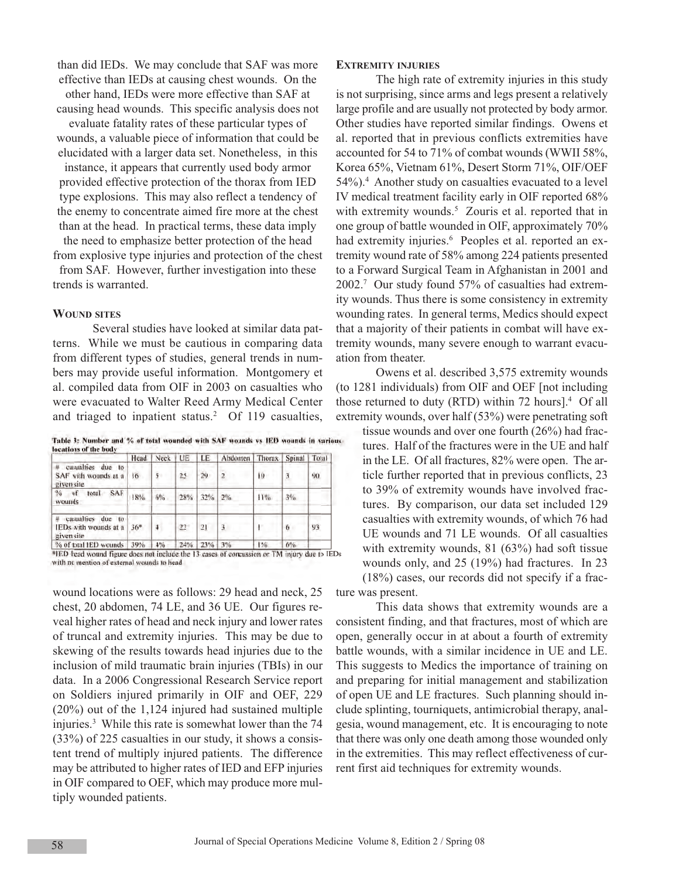than did IEDs. We may conclude that SAF was more effective than IEDs at causing chest wounds. On the other hand, IEDs were more effective than SAF at causing head wounds. This specific analysis does not evaluate fatality rates of these particular types of wounds, a valuable piece of information that could be elucidated with a larger data set. Nonetheless, in this instance, it appears that currently used body armor provided effective protection of the thorax from IED type explosions. This may also reflect a tendency of the enemy to concentrate aimed fire more at the chest than at the head. In practical terms, these data imply the need to emphasize better protection of the head from explosive type injuries and protection of the chest from SAF. However, further investigation into these trends is warranted.

### Wound sites

Several studies have looked at similar data patterns. While we must be cautious in comparing data from different types of studies, general trends in numbers may provide useful information. Montgomery et al. compiled data from OIF in 2003 on casualties who were evacuated to Walter Reed Army Medical Center and triaged to inpatient status.[2] Of 119 casualties, wound locations were as follows: 29 head and neck, 25 chest, 20 abdomen, 74 LE, and 36 UE. Our figures reveal higher rates of head and neck injury and lower rates of truncal and extremity injuries. This may be due to skewing of the results towards head injuries due to the inclusion of mild traumatic brain injuries (TBIs) in our data. In a 2006 Congressional Research Service report on Soldiers injured primarily in OIF and OEF, 229 (20%) out of the 1,124 injured had sustained multiple injuries.[3] While this rate is somewhat lower than the 74 (33%) of 225 casualties in our study, it shows a consistent trend of multiply injured patients. The difference may be attributed to higher rates of IED and EFP injuries in OIF compared to OEF, which may produce more multiply wounded patients.

**Table 3: Number and % of total wounded with SAF wounds vs IED wounds in various locations of the body**

| | Head | Neck | UE | LE | Abdomen | Thorax | Spinal | Total |
|---|---|---|---|---|---|---|---|---|
| # casualties due to SAF with wounds at a given site | 16 | 5 | 25 | 29 | 2 | 10 | 3 | 90 |
| % of total SAF wounds | 18% | 6% | 28% | 32% | 2% | 11% | 3% | |
| # casualties due to IEDs with wounds at a given site | 36* | 4 | 22 | 21 | 3 | 1 | 6 | 93 |
| % of total IED wounds | 39% | 4% | 24% | 23% | 3% | 1% | 6% | |

*IED head wound figure does not include the 13 cases of concussion or TM injury due to IEDs with no mention of external wounds to head

### Extremity injuries

The high rate of extremity injuries in this study is not surprising, since arms and legs present a relatively large profile and are usually not protected by body armor. Other studies have reported similar findings. Owens et al. reported that in previous conflicts extremities have accounted for 54 to 71% of combat wounds (WWII 58%, Korea 65%, Vietnam 61%, Desert Storm 71%, OIF/OEF 54%).[4] Another study on casualties evacuated to a level IV medical treatment facility early in OIF reported 68% with extremity wounds.[5] Zouris et al. reported that in one group of battle wounded in OIF, approximately 70% had extremity injuries.[6] Peoples et al. reported an extremity wound rate of 58% among 224 patients presented to a Forward Surgical Team in Afghanistan in 2001 and 2002.[7] Our study found 57% of casualties had extremity wounds. Thus there is some consistency in extremity wounding rates. In general terms, Medics should expect that a majority of their patients in combat will have extremity wounds, many severe enough to warrant evacuation from theater.

Owens et al. described 3,575 extremity wounds (to 1281 individuals) from OIF and OEF [not including those returned to duty (RTD) within 72 hours].[4] Of all extremity wounds, over half (53%) were penetrating soft tissue wounds and over one fourth (26%) had fractures. Half of the fractures were in the UE and half in the LE. Of all fractures, 82% were open. The article further reported that in previous conflicts, 23 to 39% of extremity wounds have involved fractures. By comparison, our data set included 129 casualties with extremity wounds, of which 76 had UE wounds and 71 LE wounds. Of all casualties with extremity wounds, 81 (63%) had soft tissue wounds only, and 25 (19%) had fractures. In 23 (18%) cases, our records did not specify if a fracture was present.

This data shows that extremity wounds are a consistent finding, and that fractures, most of which are open, generally occur in at about a fourth of extremity battle wounds, with a similar incidence in UE and LE. This suggests to Medics the importance of training on and preparing for initial management and stabilization of open UE and LE fractures. Such planning should include splinting, tourniquets, antimicrobial therapy, analgesia, wound management, etc. It is encouraging to note that there was only one death among those wounded only in the extremities. This may reflect effectiveness of current first aid techniques for extremity wounds.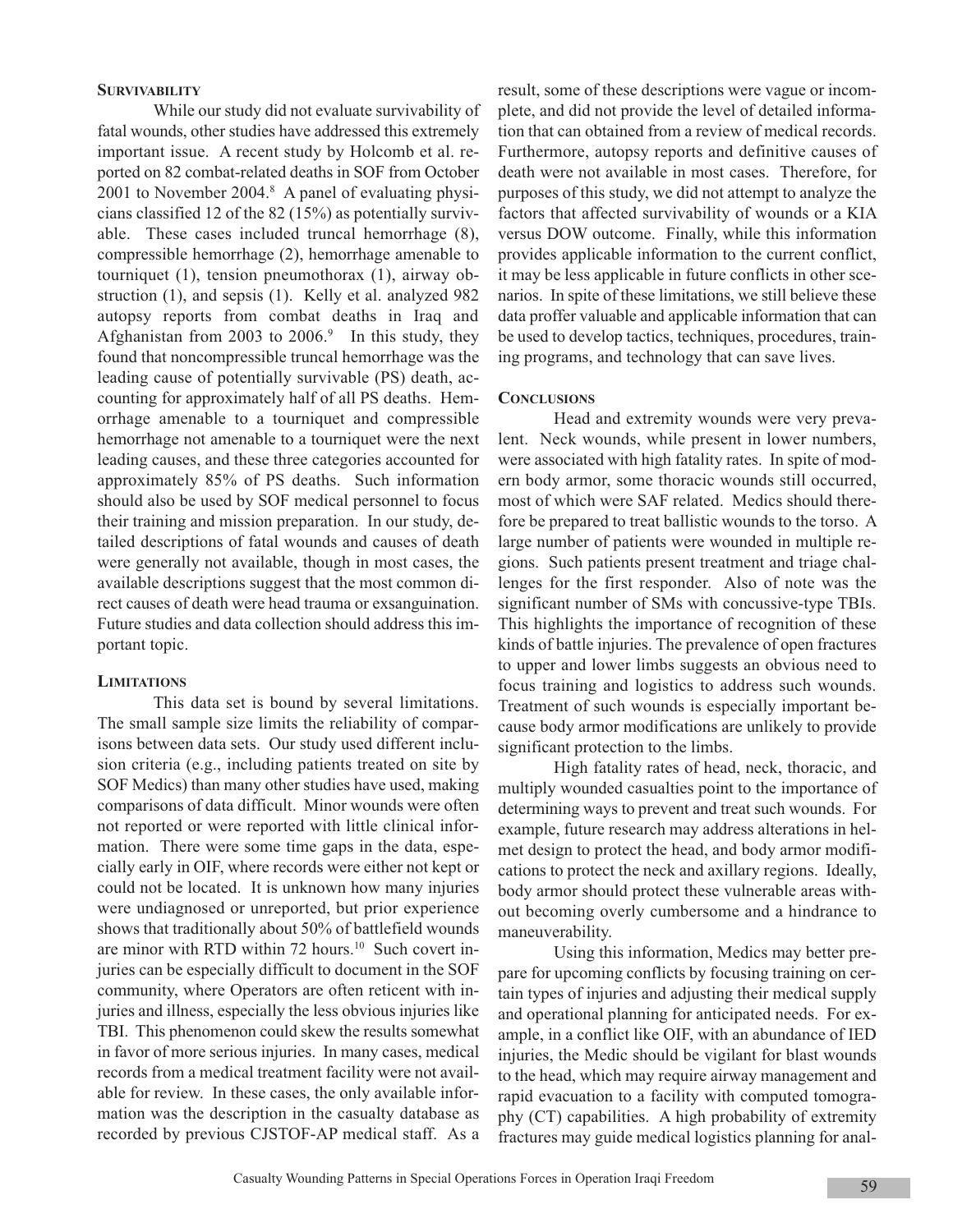### Survivability

While our study did not evaluate survivability of fatal wounds, other studies have addressed this extremely important issue. A recent study by Holcomb et al. reported on 82 combat-related deaths in SOF from October 2001 to November 2004.[8] A panel of evaluating physicians classified 12 of the 82 (15%) as potentially survivable. These cases included truncal hemorrhage (8), compressible hemorrhage (2), hemorrhage amenable to tourniquet (1), tension pneumothorax (1), airway obstruction (1), and sepsis (1). Kelly et al. analyzed 982 autopsy reports from combat deaths in Iraq and Afghanistan from 2003 to 2006.[9] In this study, they found that noncompressible truncal hemorrhage was the leading cause of potentially survivable (PS) death, accounting for approximately half of all PS deaths. Hemorrhage amenable to a tourniquet and compressible hemorrhage not amenable to a tourniquet were the next leading causes, and these three categories accounted for approximately 85% of PS deaths. Such information should also be used by SOF medical personnel to focus their training and mission preparation. In our study, detailed descriptions of fatal wounds and causes of death were generally not available, though in most cases, the available descriptions suggest that the most common direct causes of death were head trauma or exsanguination. Future studies and data collection should address this important topic.

### Limitations

This data set is bound by several limitations. The small sample size limits the reliability of comparisons between data sets. Our study used different inclusion criteria (e.g., including patients treated on site by SOF Medics) than many other studies have used, making comparisons of data difficult. Minor wounds were often not reported or were reported with little clinical information. There were some time gaps in the data, especially early in OIF, where records were either not kept or could not be located. It is unknown how many injuries were undiagnosed or unreported, but prior experience shows that traditionally about 50% of battlefield wounds are minor with RTD within 72 hours.[10] Such covert injuries can be especially difficult to document in the SOF community, where Operators are often reticent with injuries and illness, especially the less obvious injuries like TBI. This phenomenon could skew the results somewhat in favor of more serious injuries. In many cases, medical records from a medical treatment facility were not available for review. In these cases, the only available information was the description in the casualty database as recorded by previous CJSTOF-AP medical staff. As a result, some of these descriptions were vague or incomplete, and did not provide the level of detailed information that can obtained from a review of medical records. Furthermore, autopsy reports and definitive causes of death were not available in most cases. Therefore, for purposes of this study, we did not attempt to analyze the factors that affected survivability of wounds or a KIA versus DOW outcome. Finally, while this information provides applicable information to the current conflict, it may be less applicable in future conflicts in other scenarios. In spite of these limitations, we still believe these data proffer valuable and applicable information that can be used to develop tactics, techniques, procedures, training programs, and technology that can save lives.

### Conclusions

Head and extremity wounds were very prevalent. Neck wounds, while present in lower numbers, were associated with high fatality rates. In spite of modern body armor, some thoracic wounds still occurred, most of which were SAF related. Medics should therefore be prepared to treat ballistic wounds to the torso. A large number of patients were wounded in multiple regions. Such patients present treatment and triage challenges for the first responder. Also of note was the significant number of SMs with concussive-type TBIs. This highlights the importance of recognition of these kinds of battle injuries. The prevalence of open fractures to upper and lower limbs suggests an obvious need to focus training and logistics to address such wounds. Treatment of such wounds is especially important because body armor modifications are unlikely to provide significant protection to the limbs.

High fatality rates of head, neck, thoracic, and multiply wounded casualties point to the importance of determining ways to prevent and treat such wounds. For example, future research may address alterations in helmet design to protect the head, and body armor modifications to protect the neck and axillary regions. Ideally, body armor should protect these vulnerable areas without becoming overly cumbersome and a hindrance to maneuverability.

Using this information, Medics may better prepare for upcoming conflicts by focusing training on certain types of injuries and adjusting their medical supply and operational planning for anticipated needs. For example, in a conflict like OIF, with an abundance of IED injuries, the Medic should be vigilant for blast wounds to the head, which may require airway management and rapid evacuation to a facility with computed tomography (CT) capabilities. A high probability of extremity fractures may guide medical logistics planning for anal-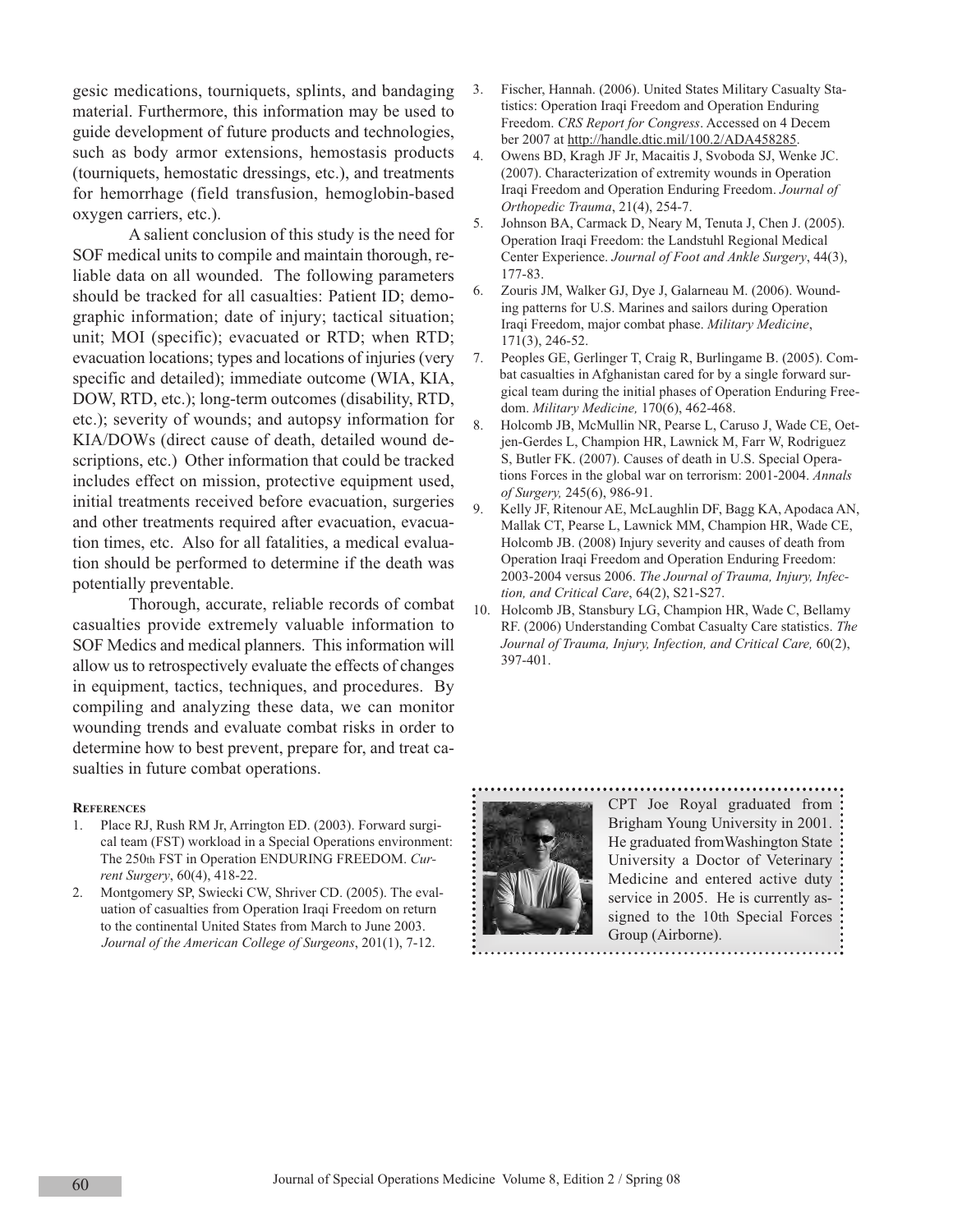gesic medications, tourniquets, splints, and bandaging material. Furthermore, this information may be used to guide development of future products and technologies, such as body armor extensions, hemostasis products (tourniquets, hemostatic dressings, etc.), and treatments for hemorrhage (field transfusion, hemoglobin-based oxygen carriers, etc.).

A salient conclusion of this study is the need for SOF medical units to compile and maintain thorough, reliable data on all wounded. The following parameters should be tracked for all casualties: Patient ID; demographic information; date of injury; tactical situation; unit; MOI (specific); evacuated or RTD; when RTD; evacuation locations; types and locations of injuries (very specific and detailed); immediate outcome (WIA, KIA, DOW, RTD, etc.); long-term outcomes (disability, RTD, etc.); severity of wounds; and autopsy information for KIA/DOWs (direct cause of death, detailed wound descriptions, etc.) Other information that could be tracked includes effect on mission, protective equipment used, initial treatments received before evacuation, surgeries and other treatments required after evacuation, evacuation times, etc. Also for all fatalities, a medical evaluation should be performed to determine if the death was potentially preventable.

Thorough, accurate, reliable records of combat casualties provide extremely valuable information to SOF Medics and medical planners. This information will allow us to retrospectively evaluate the effects of changes in equipment, tactics, techniques, and procedures. By compiling and analyzing these data, we can monitor wounding trends and evaluate combat risks in order to determine how to best prevent, prepare for, and treat casualties in future combat operations.

## References

1. Place RJ, Rush RM Jr, Arrington ED. (2003). Forward surgical team (FST) workload in a Special Operations environment: The 250th FST in Operation ENDURING FREEDOM. *Current Surgery*, 60(4), 418-22.
2. Montgomery SP, Swiecki CW, Shriver CD. (2005). The evaluation of casualties from Operation Iraqi Freedom on return to the continental United States from March to June 2003. *Journal of the American College of Surgeons*, 201(1), 7-12.
3. Fischer, Hannah. (2006). United States Military Casualty Statistics: Operation Iraqi Freedom and Operation Enduring Freedom. *CRS Report for Congress*. Accessed on 4 December 2007 at http://handle.dtic.mil/100.2/ADA458285.
4. Owens BD, Kragh JF Jr, Macaitis J, Svoboda SJ, Wenke JC. (2007). Characterization of extremity wounds in Operation Iraqi Freedom and Operation Enduring Freedom. *Journal of Orthopedic Trauma*, 21(4), 254-7.
5. Johnson BA, Carmack D, Neary M, Tenuta J, Chen J. (2005). Operation Iraqi Freedom: the Landstuhl Regional Medical Center Experience. *Journal of Foot and Ankle Surgery*, 44(3), 177-83.
6. Zouris JM, Walker GJ, Dye J, Galarneau M. (2006). Wounding patterns for U.S. Marines and sailors during Operation Iraqi Freedom, major combat phase. *Military Medicine*, 171(3), 246-52.
7. Peoples GE, Gerlinger T, Craig R, Burlingame B. (2005). Combat casualties in Afghanistan cared for by a single forward surgical team during the initial phases of Operation Enduring Freedom. *Military Medicine,* 170(6), 462-468.
8. Holcomb JB, McMullin NR, Pearse L, Caruso J, Wade CE, Oetjen-Gerdes L, Champion HR, Lawnick M, Farr W, Rodriguez S, Butler FK. (2007). Causes of death in U.S. Special Operations Forces in the global war on terrorism: 2001-2004. *Annals of Surgery,* 245(6), 986-91.
9. Kelly JF, Ritenour AE, McLaughlin DF, Bagg KA, Apodaca AN, Mallak CT, Pearse L, Lawnick MM, Champion HR, Wade CE, Holcomb JB. (2008) Injury severity and causes of death from Operation Iraqi Freedom and Operation Enduring Freedom: 2003-2004 versus 2006. *The Journal of Trauma, Injury, Infection, and Critical Care*, 64(2), S21-S27.
10. Holcomb JB, Stansbury LG, Champion HR, Wade C, Bellamy RF. (2006) Understanding Combat Casualty Care statistics. *The Journal of Trauma, Injury, Infection, and Critical Care,* 60(2), 397-401.

CPT Joe Royal graduated from Brigham Young University in 2001. He graduated fromWashington State University a Doctor of Veterinary Medicine and entered active duty service in 2005. He is currently assigned to the 10th Special Forces Group (Airborne).